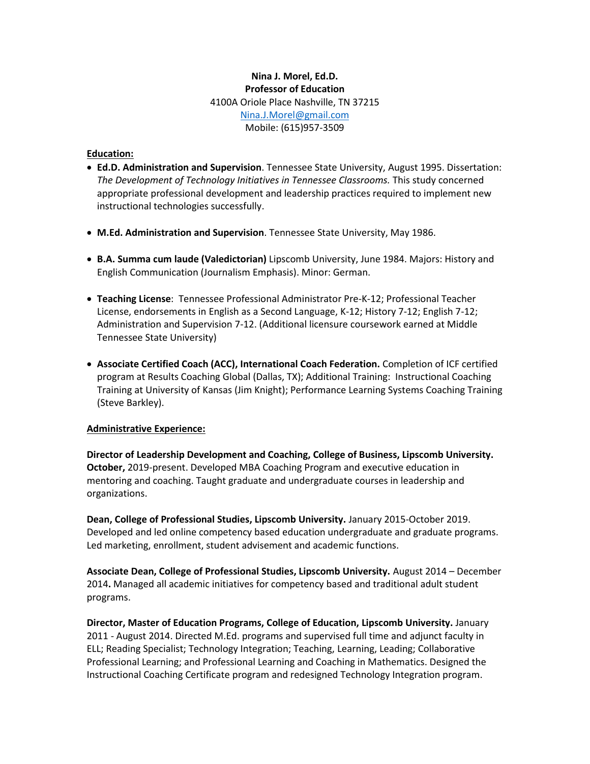**Nina J. Morel, Ed.D.**
**Professor of Education**
4100A Oriole Place Nashville, TN 37215
Nina.J.Morel@gmail.com
Mobile: (615)957-3509

**Education:**

- **Ed.D. Administration and Supervision**. Tennessee State University, August 1995. Dissertation: *The Development of Technology Initiatives in Tennessee Classrooms.* This study concerned appropriate professional development and leadership practices required to implement new instructional technologies successfully.

- **M.Ed. Administration and Supervision**. Tennessee State University, May 1986.

- **B.A. Summa cum laude (Valedictorian)** Lipscomb University, June 1984. Majors: History and English Communication (Journalism Emphasis). Minor: German.

- **Teaching License**: Tennessee Professional Administrator Pre-K-12; Professional Teacher License, endorsements in English as a Second Language, K-12; History 7-12; English 7-12; Administration and Supervision 7-12. (Additional licensure coursework earned at Middle Tennessee State University)

- **Associate Certified Coach (ACC), International Coach Federation.** Completion of ICF certified program at Results Coaching Global (Dallas, TX); Additional Training: Instructional Coaching Training at University of Kansas (Jim Knight); Performance Learning Systems Coaching Training (Steve Barkley).

**Administrative Experience:**

**Director of Leadership Development and Coaching, College of Business, Lipscomb University. October,** 2019-present. Developed MBA Coaching Program and executive education in mentoring and coaching. Taught graduate and undergraduate courses in leadership and organizations.

**Dean, College of Professional Studies, Lipscomb University.** January 2015-October 2019. Developed and led online competency based education undergraduate and graduate programs. Led marketing, enrollment, student advisement and academic functions.

**Associate Dean, College of Professional Studies, Lipscomb University.** August 2014 – December 2014**.** Managed all academic initiatives for competency based and traditional adult student programs.

**Director, Master of Education Programs, College of Education, Lipscomb University.** January 2011 - August 2014. Directed M.Ed. programs and supervised full time and adjunct faculty in ELL; Reading Specialist; Technology Integration; Teaching, Learning, Leading; Collaborative Professional Learning; and Professional Learning and Coaching in Mathematics. Designed the Instructional Coaching Certificate program and redesigned Technology Integration program.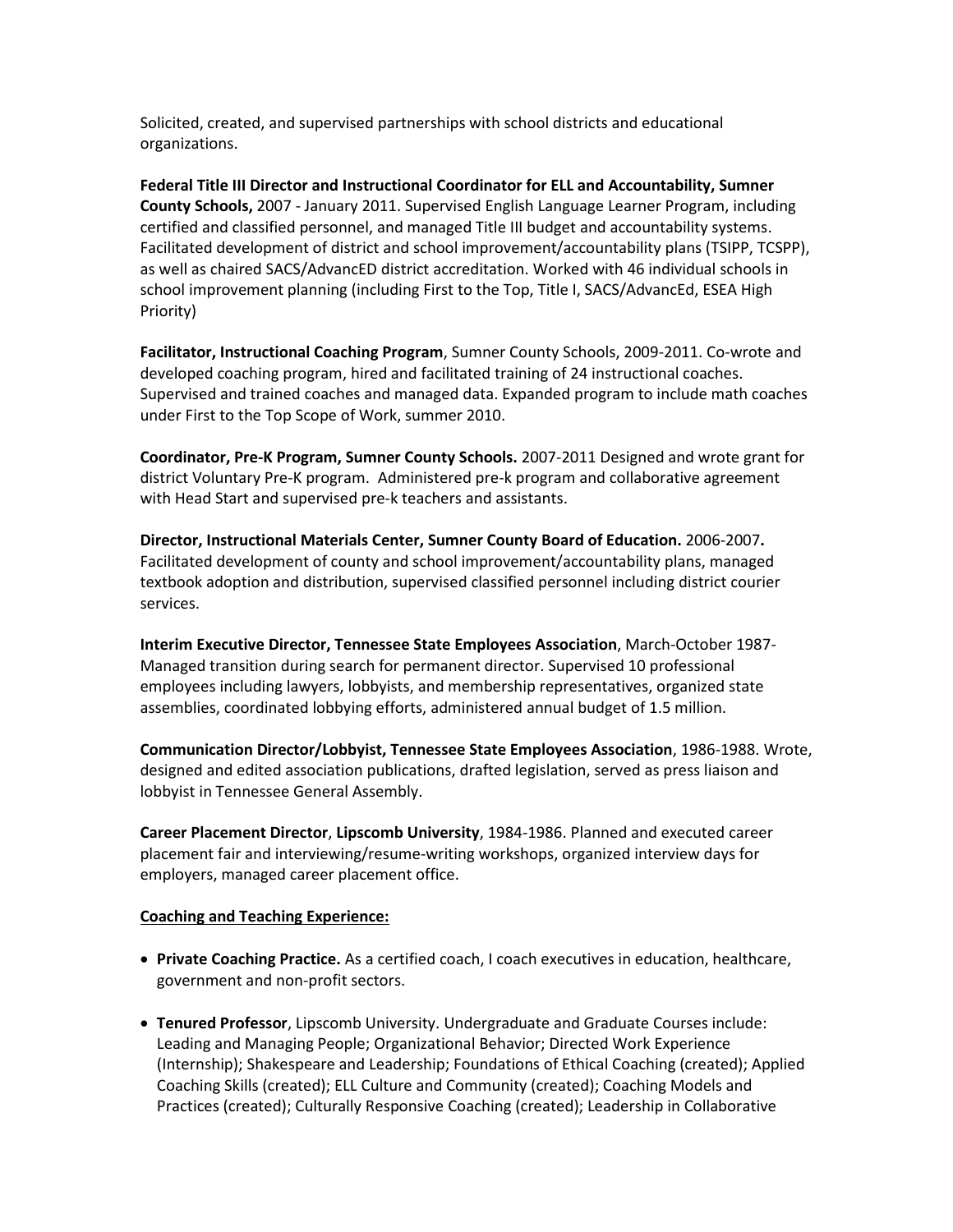Solicited, created, and supervised partnerships with school districts and educational organizations.

**Federal Title III Director and Instructional Coordinator for ELL and Accountability, Sumner County Schools,** 2007 - January 2011. Supervised English Language Learner Program, including certified and classified personnel, and managed Title III budget and accountability systems. Facilitated development of district and school improvement/accountability plans (TSIPP, TCSPP), as well as chaired SACS/AdvancED district accreditation. Worked with 46 individual schools in school improvement planning (including First to the Top, Title I, SACS/AdvancEd, ESEA High Priority)

**Facilitator, Instructional Coaching Program**, Sumner County Schools, 2009-2011. Co-wrote and developed coaching program, hired and facilitated training of 24 instructional coaches. Supervised and trained coaches and managed data. Expanded program to include math coaches under First to the Top Scope of Work, summer 2010.

**Coordinator, Pre-K Program, Sumner County Schools.** 2007-2011 Designed and wrote grant for district Voluntary Pre-K program. Administered pre-k program and collaborative agreement with Head Start and supervised pre-k teachers and assistants.

**Director, Instructional Materials Center, Sumner County Board of Education.** 2006-2007**.** Facilitated development of county and school improvement/accountability plans, managed textbook adoption and distribution, supervised classified personnel including district courier services.

**Interim Executive Director, Tennessee State Employees Association**, March-October 1987- Managed transition during search for permanent director. Supervised 10 professional employees including lawyers, lobbyists, and membership representatives, organized state assemblies, coordinated lobbying efforts, administered annual budget of 1.5 million.

**Communication Director/Lobbyist, Tennessee State Employees Association**, 1986-1988. Wrote, designed and edited association publications, drafted legislation, served as press liaison and lobbyist in Tennessee General Assembly.

**Career Placement Director**, **Lipscomb University**, 1984-1986. Planned and executed career placement fair and interviewing/resume-writing workshops, organized interview days for employers, managed career placement office.

**Coaching and Teaching Experience:**

- **Private Coaching Practice.** As a certified coach, I coach executives in education, healthcare, government and non-profit sectors.
- **Tenured Professor**, Lipscomb University. Undergraduate and Graduate Courses include: Leading and Managing People; Organizational Behavior; Directed Work Experience (Internship); Shakespeare and Leadership; Foundations of Ethical Coaching (created); Applied Coaching Skills (created); ELL Culture and Community (created); Coaching Models and Practices (created); Culturally Responsive Coaching (created); Leadership in Collaborative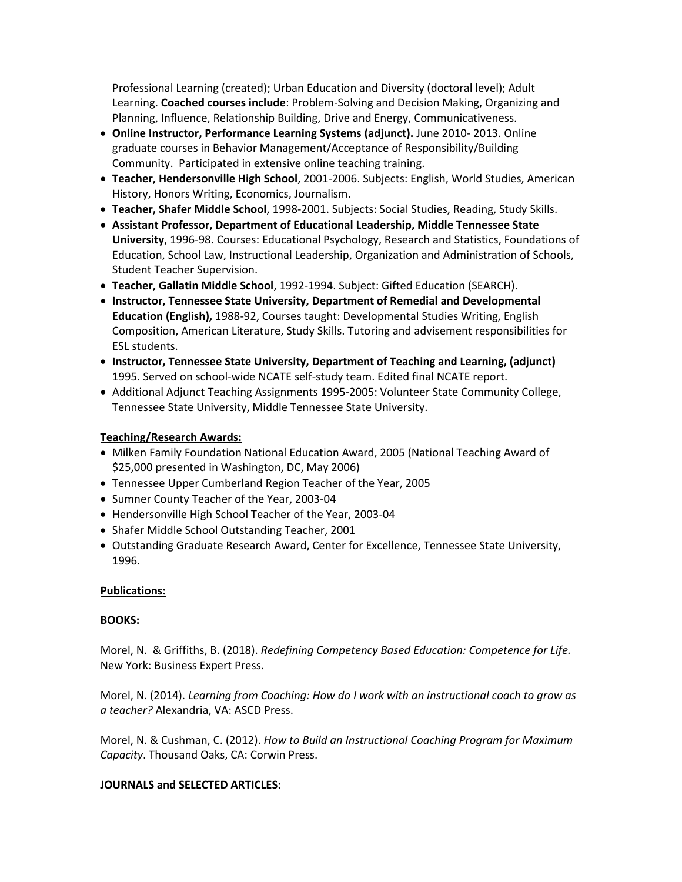Professional Learning (created); Urban Education and Diversity (doctoral level); Adult Learning. **Coached courses include**: Problem-Solving and Decision Making, Organizing and Planning, Influence, Relationship Building, Drive and Energy, Communicativeness.

- **Online Instructor, Performance Learning Systems (adjunct).** June 2010- 2013. Online graduate courses in Behavior Management/Acceptance of Responsibility/Building Community. Participated in extensive online teaching training.
- **Teacher, Hendersonville High School**, 2001-2006. Subjects: English, World Studies, American History, Honors Writing, Economics, Journalism.
- **Teacher, Shafer Middle School**, 1998-2001. Subjects: Social Studies, Reading, Study Skills.
- **Assistant Professor, Department of Educational Leadership, Middle Tennessee State University**, 1996-98. Courses: Educational Psychology, Research and Statistics, Foundations of Education, School Law, Instructional Leadership, Organization and Administration of Schools, Student Teacher Supervision.
- **Teacher, Gallatin Middle School**, 1992-1994. Subject: Gifted Education (SEARCH).
- **Instructor, Tennessee State University, Department of Remedial and Developmental Education (English),** 1988-92, Courses taught: Developmental Studies Writing, English Composition, American Literature, Study Skills. Tutoring and advisement responsibilities for ESL students.
- **Instructor, Tennessee State University, Department of Teaching and Learning, (adjunct)** 1995. Served on school-wide NCATE self-study team. Edited final NCATE report.
- Additional Adjunct Teaching Assignments 1995-2005: Volunteer State Community College, Tennessee State University, Middle Tennessee State University.

**Teaching/Research Awards:**

- Milken Family Foundation National Education Award, 2005 (National Teaching Award of $25,000 presented in Washington, DC, May 2006)
- Tennessee Upper Cumberland Region Teacher of the Year, 2005
- Sumner County Teacher of the Year, 2003-04
- Hendersonville High School Teacher of the Year, 2003-04
- Shafer Middle School Outstanding Teacher, 2001
- Outstanding Graduate Research Award, Center for Excellence, Tennessee State University, 1996.

**Publications:**

**BOOKS:**

Morel, N. & Griffiths, B. (2018). *Redefining Competency Based Education: Competence for Life.* New York: Business Expert Press.

Morel, N. (2014). *Learning from Coaching: How do I work with an instructional coach to grow as a teacher?* Alexandria, VA: ASCD Press.

Morel, N. & Cushman, C. (2012). *How to Build an Instructional Coaching Program for Maximum Capacity*. Thousand Oaks, CA: Corwin Press.

**JOURNALS and SELECTED ARTICLES:**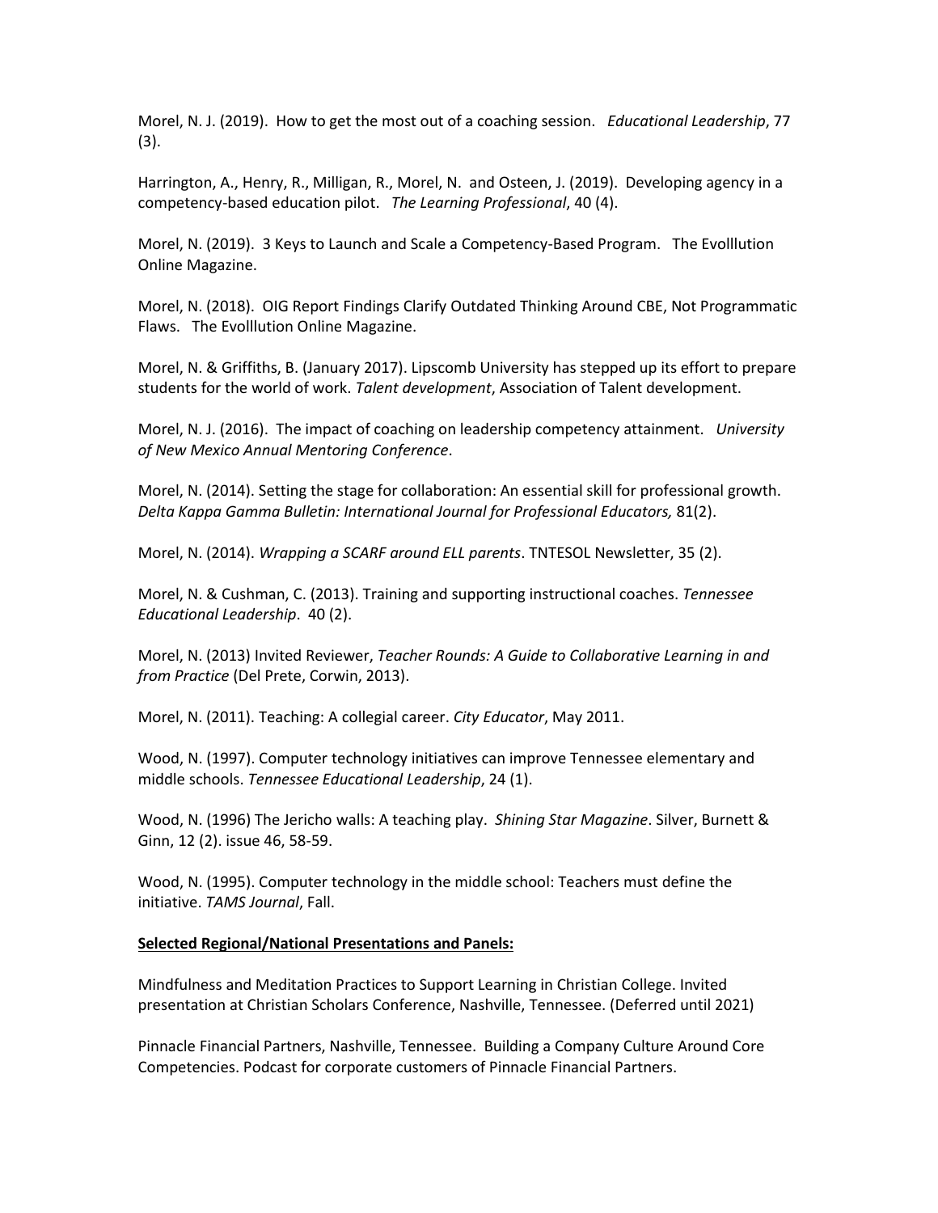Morel, N. J. (2019). How to get the most out of a coaching session. *Educational Leadership*, 77 (3).

Harrington, A., Henry, R., Milligan, R., Morel, N. and Osteen, J. (2019). Developing agency in a competency-based education pilot. *The Learning Professional*, 40 (4).

Morel, N. (2019). 3 Keys to Launch and Scale a Competency-Based Program. The Evolllution Online Magazine.

Morel, N. (2018). OIG Report Findings Clarify Outdated Thinking Around CBE, Not Programmatic Flaws. The Evolllution Online Magazine.

Morel, N. & Griffiths, B. (January 2017). Lipscomb University has stepped up its effort to prepare students for the world of work. *Talent development*, Association of Talent development.

Morel, N. J. (2016). The impact of coaching on leadership competency attainment. *University of New Mexico Annual Mentoring Conference*.

Morel, N. (2014). Setting the stage for collaboration: An essential skill for professional growth. *Delta Kappa Gamma Bulletin: International Journal for Professional Educators,* 81(2).

Morel, N. (2014). *Wrapping a SCARF around ELL parents*. TNTESOL Newsletter, 35 (2).

Morel, N. & Cushman, C. (2013). Training and supporting instructional coaches. *Tennessee Educational Leadership*. 40 (2).

Morel, N. (2013) Invited Reviewer, *Teacher Rounds: A Guide to Collaborative Learning in and from Practice* (Del Prete, Corwin, 2013).

Morel, N. (2011). Teaching: A collegial career. *City Educator*, May 2011.

Wood, N. (1997). Computer technology initiatives can improve Tennessee elementary and middle schools. *Tennessee Educational Leadership*, 24 (1).

Wood, N. (1996) The Jericho walls: A teaching play. *Shining Star Magazine*. Silver, Burnett & Ginn, 12 (2). issue 46, 58-59.

Wood, N. (1995). Computer technology in the middle school: Teachers must define the initiative. *TAMS Journal*, Fall.

**<u>Selected Regional/National Presentations and Panels:</u>**

Mindfulness and Meditation Practices to Support Learning in Christian College. Invited presentation at Christian Scholars Conference, Nashville, Tennessee. (Deferred until 2021)

Pinnacle Financial Partners, Nashville, Tennessee. Building a Company Culture Around Core Competencies. Podcast for corporate customers of Pinnacle Financial Partners.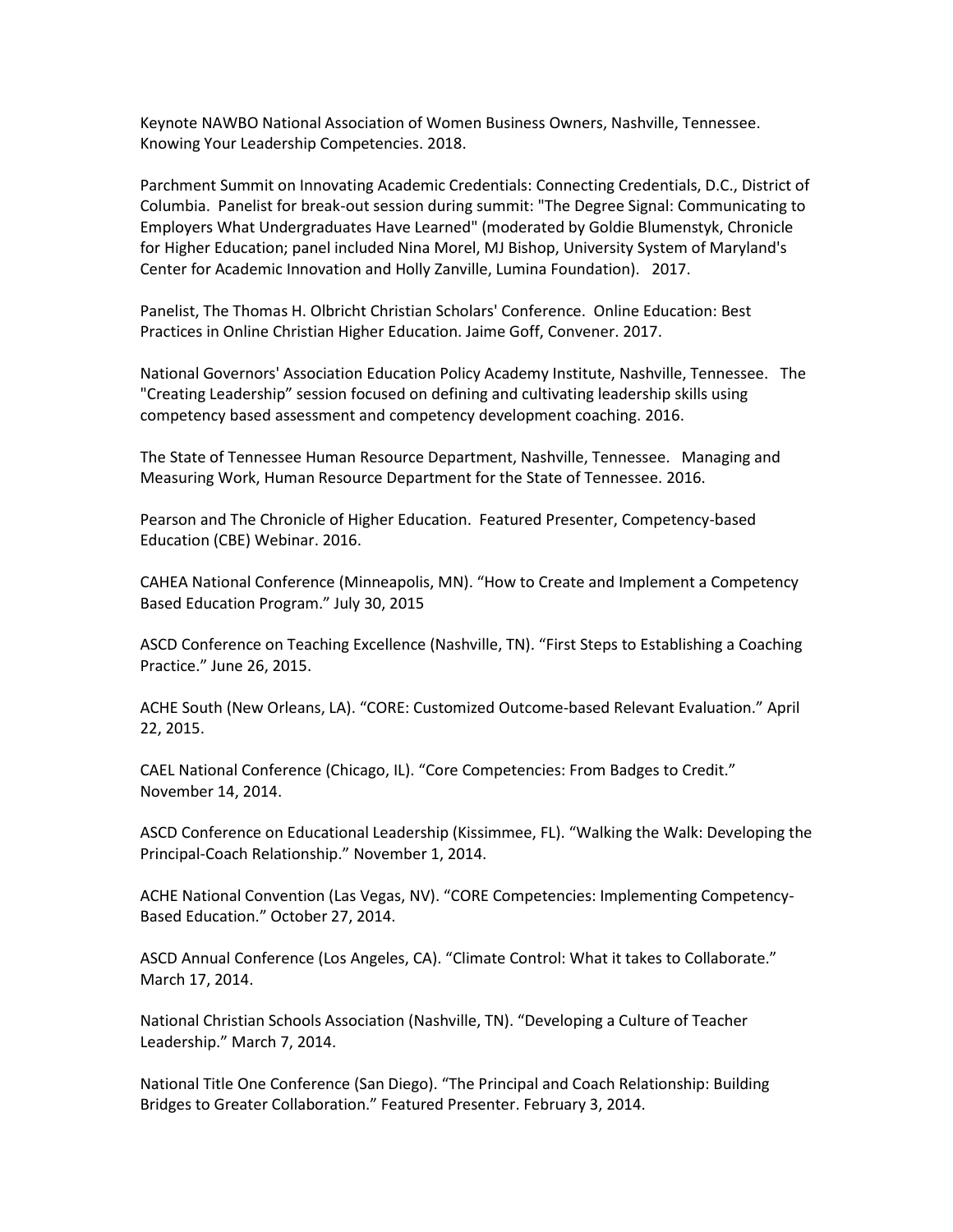Keynote NAWBO National Association of Women Business Owners, Nashville, Tennessee. Knowing Your Leadership Competencies. 2018.

Parchment Summit on Innovating Academic Credentials: Connecting Credentials, D.C., District of Columbia. Panelist for break-out session during summit: "The Degree Signal: Communicating to Employers What Undergraduates Have Learned" (moderated by Goldie Blumenstyk, Chronicle for Higher Education; panel included Nina Morel, MJ Bishop, University System of Maryland's Center for Academic Innovation and Holly Zanville, Lumina Foundation). 2017.

Panelist, The Thomas H. Olbricht Christian Scholars' Conference. Online Education: Best Practices in Online Christian Higher Education. Jaime Goff, Convener. 2017.

National Governors' Association Education Policy Academy Institute, Nashville, Tennessee. The "Creating Leadership" session focused on defining and cultivating leadership skills using competency based assessment and competency development coaching. 2016.

The State of Tennessee Human Resource Department, Nashville, Tennessee. Managing and Measuring Work, Human Resource Department for the State of Tennessee. 2016.

Pearson and The Chronicle of Higher Education. Featured Presenter, Competency-based Education (CBE) Webinar. 2016.

CAHEA National Conference (Minneapolis, MN). "How to Create and Implement a Competency Based Education Program." July 30, 2015

ASCD Conference on Teaching Excellence (Nashville, TN). "First Steps to Establishing a Coaching Practice." June 26, 2015.

ACHE South (New Orleans, LA). "CORE: Customized Outcome-based Relevant Evaluation." April 22, 2015.

CAEL National Conference (Chicago, IL). "Core Competencies: From Badges to Credit." November 14, 2014.

ASCD Conference on Educational Leadership (Kissimmee, FL). "Walking the Walk: Developing the Principal-Coach Relationship." November 1, 2014.

ACHE National Convention (Las Vegas, NV). "CORE Competencies: Implementing Competency-Based Education." October 27, 2014.

ASCD Annual Conference (Los Angeles, CA). "Climate Control: What it takes to Collaborate." March 17, 2014.

National Christian Schools Association (Nashville, TN). "Developing a Culture of Teacher Leadership." March 7, 2014.

National Title One Conference (San Diego). "The Principal and Coach Relationship: Building Bridges to Greater Collaboration." Featured Presenter. February 3, 2014.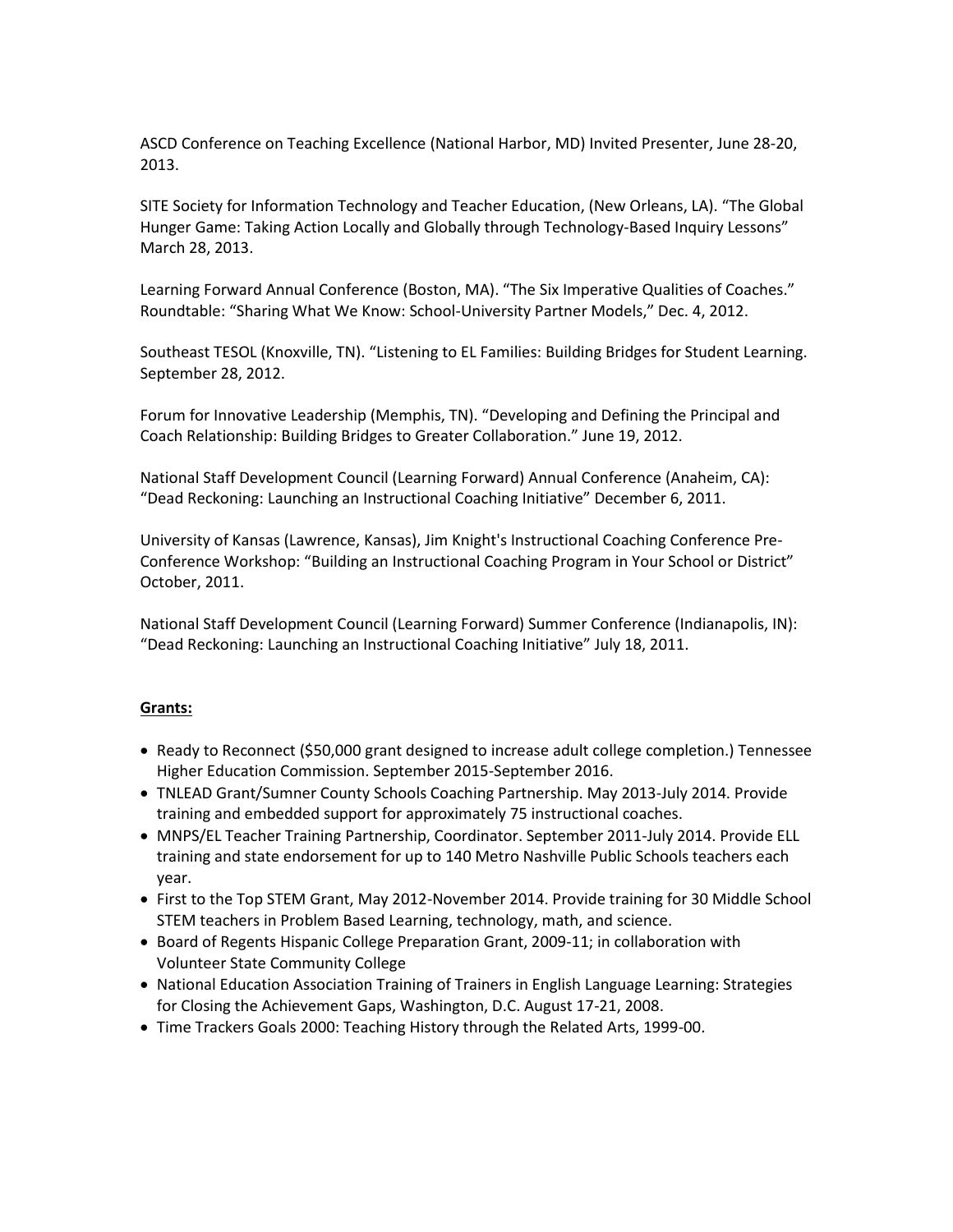ASCD Conference on Teaching Excellence (National Harbor, MD) Invited Presenter, June 28-20, 2013.

SITE Society for Information Technology and Teacher Education, (New Orleans, LA). "The Global Hunger Game: Taking Action Locally and Globally through Technology-Based Inquiry Lessons" March 28, 2013.

Learning Forward Annual Conference (Boston, MA). "The Six Imperative Qualities of Coaches." Roundtable: "Sharing What We Know: School-University Partner Models," Dec. 4, 2012.

Southeast TESOL (Knoxville, TN). "Listening to EL Families: Building Bridges for Student Learning. September 28, 2012.

Forum for Innovative Leadership (Memphis, TN). "Developing and Defining the Principal and Coach Relationship: Building Bridges to Greater Collaboration." June 19, 2012.

National Staff Development Council (Learning Forward) Annual Conference (Anaheim, CA): "Dead Reckoning: Launching an Instructional Coaching Initiative" December 6, 2011.

University of Kansas (Lawrence, Kansas), Jim Knight's Instructional Coaching Conference Pre-Conference Workshop: "Building an Instructional Coaching Program in Your School or District" October, 2011.

National Staff Development Council (Learning Forward) Summer Conference (Indianapolis, IN): "Dead Reckoning: Launching an Instructional Coaching Initiative" July 18, 2011.

**Grants:**

- Ready to Reconnect ($50,000 grant designed to increase adult college completion.) Tennessee Higher Education Commission. September 2015-September 2016.
- TNLEAD Grant/Sumner County Schools Coaching Partnership. May 2013-July 2014. Provide training and embedded support for approximately 75 instructional coaches.
- MNPS/EL Teacher Training Partnership, Coordinator. September 2011-July 2014. Provide ELL training and state endorsement for up to 140 Metro Nashville Public Schools teachers each year.
- First to the Top STEM Grant, May 2012-November 2014. Provide training for 30 Middle School STEM teachers in Problem Based Learning, technology, math, and science.
- Board of Regents Hispanic College Preparation Grant, 2009-11; in collaboration with Volunteer State Community College
- National Education Association Training of Trainers in English Language Learning: Strategies for Closing the Achievement Gaps, Washington, D.C. August 17-21, 2008.
- Time Trackers Goals 2000: Teaching History through the Related Arts, 1999-00.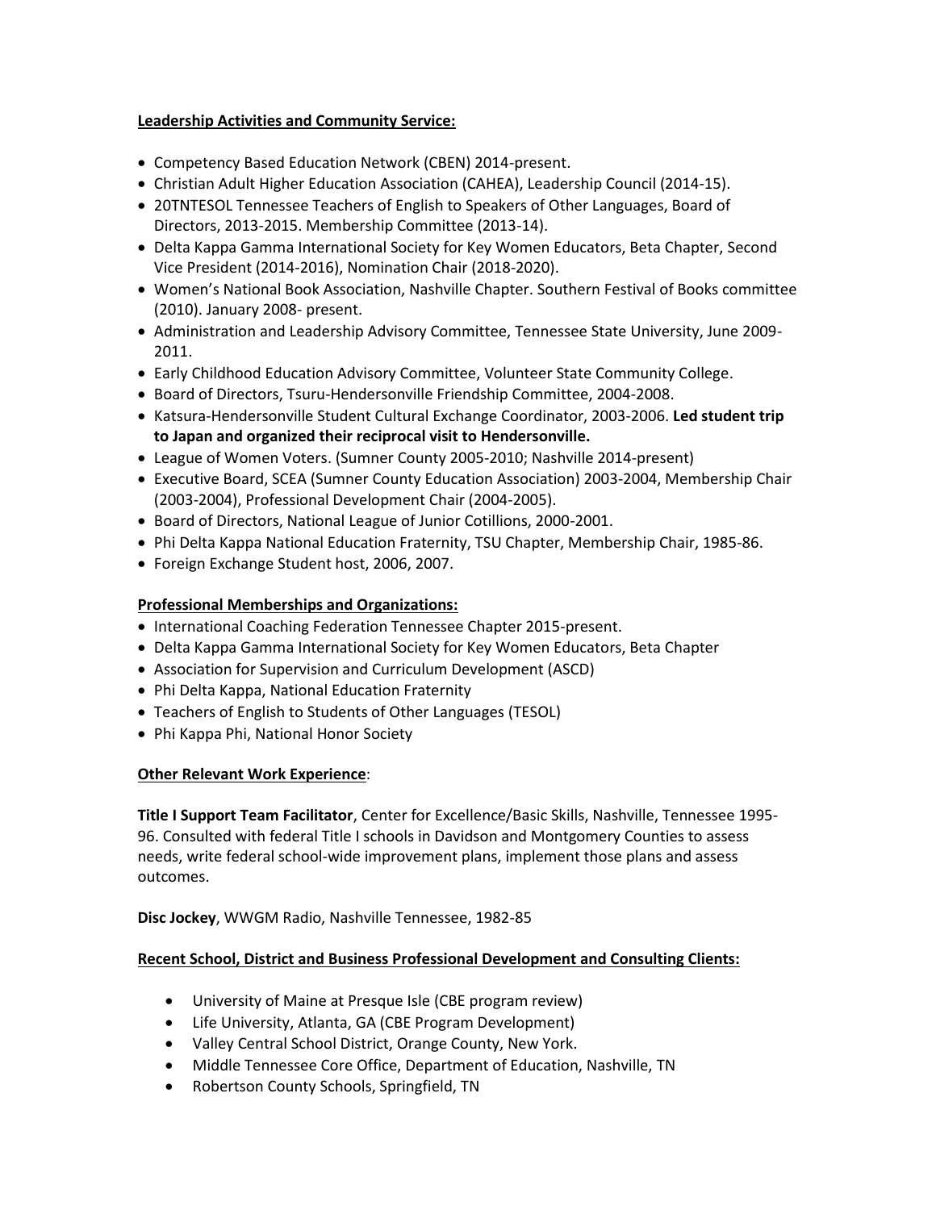**Leadership Activities and Community Service:**

- Competency Based Education Network (CBEN) 2014-present.
- Christian Adult Higher Education Association (CAHEA), Leadership Council (2014-15).
- 20TNTESOL Tennessee Teachers of English to Speakers of Other Languages, Board of Directors, 2013-2015. Membership Committee (2013-14).
- Delta Kappa Gamma International Society for Key Women Educators, Beta Chapter, Second Vice President (2014-2016), Nomination Chair (2018-2020).
- Women's National Book Association, Nashville Chapter. Southern Festival of Books committee (2010). January 2008- present.
- Administration and Leadership Advisory Committee, Tennessee State University, June 2009-2011.
- Early Childhood Education Advisory Committee, Volunteer State Community College.
- Board of Directors, Tsuru-Hendersonville Friendship Committee, 2004-2008.
- Katsura-Hendersonville Student Cultural Exchange Coordinator, 2003-2006. **Led student trip to Japan and organized their reciprocal visit to Hendersonville.**
- League of Women Voters. (Sumner County 2005-2010; Nashville 2014-present)
- Executive Board, SCEA (Sumner County Education Association) 2003-2004, Membership Chair (2003-2004), Professional Development Chair (2004-2005).
- Board of Directors, National League of Junior Cotillions, 2000-2001.
- Phi Delta Kappa National Education Fraternity, TSU Chapter, Membership Chair, 1985-86.
- Foreign Exchange Student host, 2006, 2007.

**Professional Memberships and Organizations:**

- International Coaching Federation Tennessee Chapter 2015-present.
- Delta Kappa Gamma International Society for Key Women Educators, Beta Chapter
- Association for Supervision and Curriculum Development (ASCD)
- Phi Delta Kappa, National Education Fraternity
- Teachers of English to Students of Other Languages (TESOL)
- Phi Kappa Phi, National Honor Society

**Other Relevant Work Experience**:

**Title I Support Team Facilitator**, Center for Excellence/Basic Skills, Nashville, Tennessee 1995-96. Consulted with federal Title I schools in Davidson and Montgomery Counties to assess needs, write federal school-wide improvement plans, implement those plans and assess outcomes.

**Disc Jockey**, WWGM Radio, Nashville Tennessee, 1982-85

**Recent School, District and Business Professional Development and Consulting Clients:**

- University of Maine at Presque Isle (CBE program review)
- Life University, Atlanta, GA (CBE Program Development)
- Valley Central School District, Orange County, New York.
- Middle Tennessee Core Office, Department of Education, Nashville, TN
- Robertson County Schools, Springfield, TN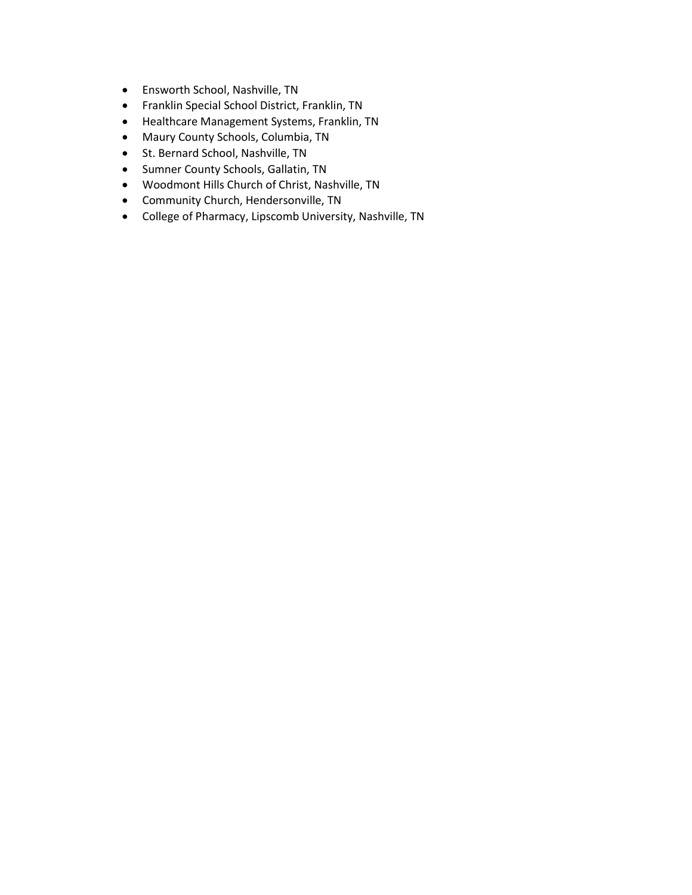- Ensworth School, Nashville, TN
- Franklin Special School District, Franklin, TN
- Healthcare Management Systems, Franklin, TN
- Maury County Schools, Columbia, TN
- St. Bernard School, Nashville, TN
- Sumner County Schools, Gallatin, TN
- Woodmont Hills Church of Christ, Nashville, TN
- Community Church, Hendersonville, TN
- College of Pharmacy, Lipscomb University, Nashville, TN